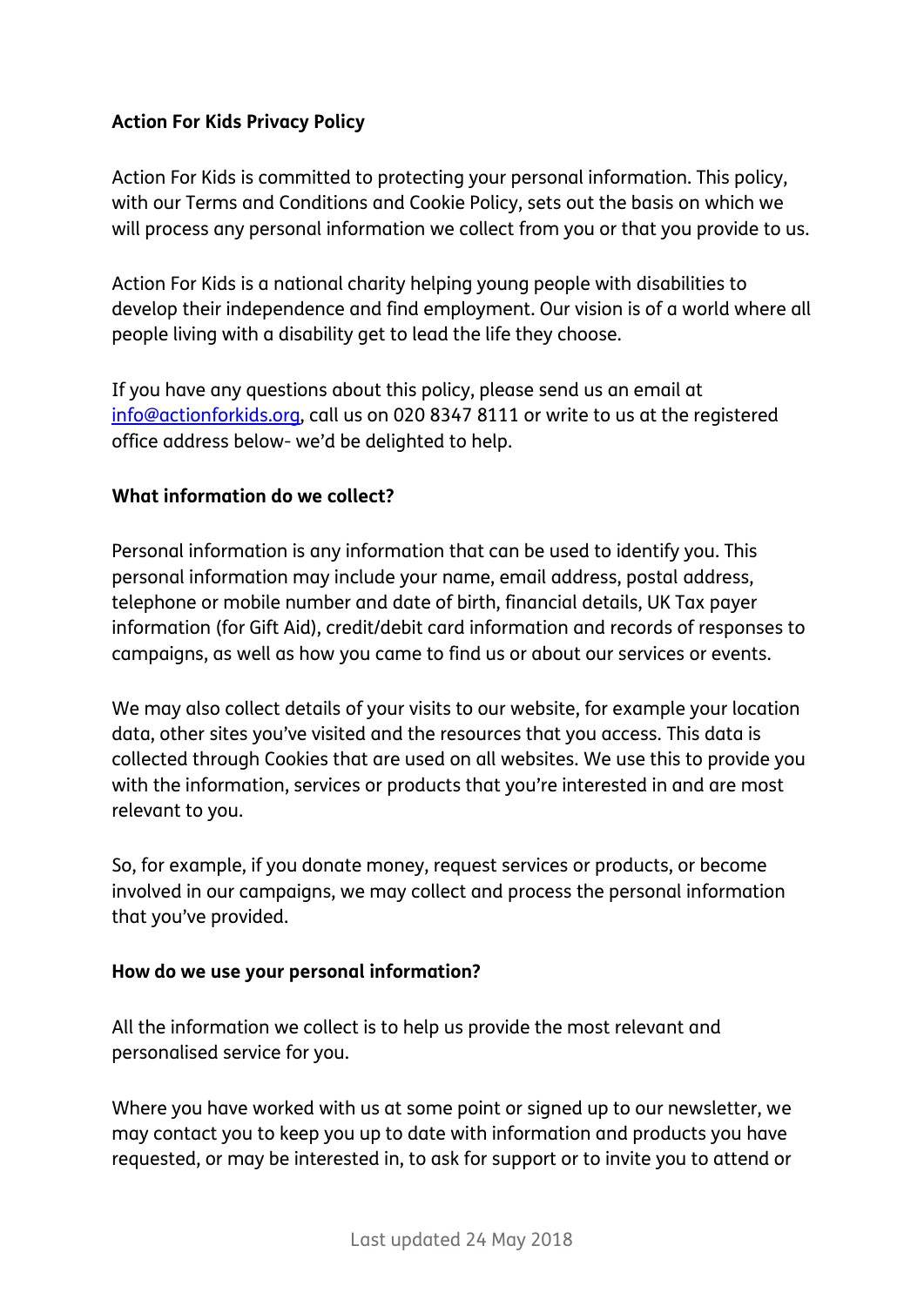**Action For Kids Privacy Policy**

Action For Kids is committed to protecting your personal information. This policy, with our Terms and Conditions and Cookie Policy, sets out the basis on which we will process any personal information we collect from you or that you provide to us.

Action For Kids is a national charity helping young people with disabilities to develop their independence and find employment. Our vision is of a world where all people living with a disability get to lead the life they choose.

If you have any questions about this policy, please send us an email at [info@actionforkids.org](mailto:info@actionforkids.org), call us on 020 8347 8111 or write to us at the registered office address below- we'd be delighted to help.

**What information do we collect?**

Personal information is any information that can be used to identify you. This personal information may include your name, email address, postal address, telephone or mobile number and date of birth, financial details, UK Tax payer information (for Gift Aid), credit/debit card information and records of responses to campaigns, as well as how you came to find us or about our services or events.

We may also collect details of your visits to our website, for example your location data, other sites you've visited and the resources that you access. This data is collected through Cookies that are used on all websites. We use this to provide you with the information, services or products that you're interested in and are most relevant to you.

So, for example, if you donate money, request services or products, or become involved in our campaigns, we may collect and process the personal information that you've provided.

**How do we use your personal information?**

All the information we collect is to help us provide the most relevant and personalised service for you.

Where you have worked with us at some point or signed up to our newsletter, we may contact you to keep you up to date with information and products you have requested, or may be interested in, to ask for support or to invite you to attend or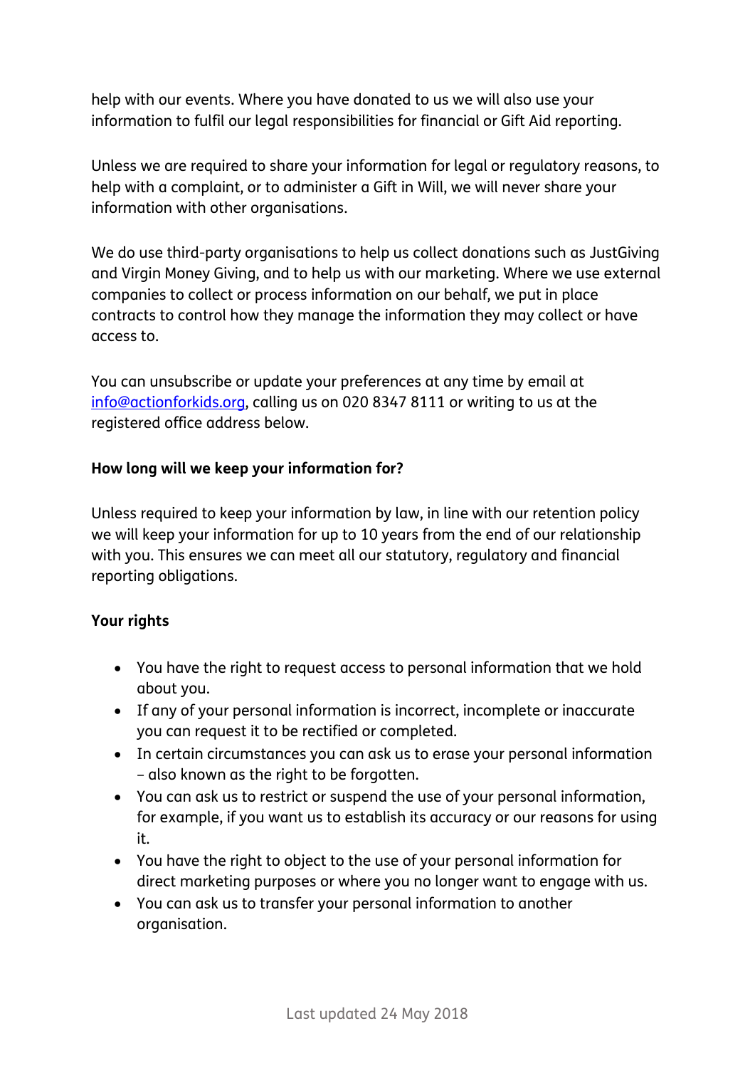help with our events. Where you have donated to us we will also use your information to fulfil our legal responsibilities for financial or Gift Aid reporting.

Unless we are required to share your information for legal or regulatory reasons, to help with a complaint, or to administer a Gift in Will, we will never share your information with other organisations.

We do use third-party organisations to help us collect donations such as JustGiving and Virgin Money Giving, and to help us with our marketing. Where we use external companies to collect or process information on our behalf, we put in place contracts to control how they manage the information they may collect or have access to.

You can unsubscribe or update your preferences at any time by email at [info@actionforkids.org](mailto:info@actionforkids.org), calling us on 020 8347 8111 or writing to us at the registered office address below.

**How long will we keep your information for?**

Unless required to keep your information by law, in line with our retention policy we will keep your information for up to 10 years from the end of our relationship with you. This ensures we can meet all our statutory, regulatory and financial reporting obligations.

**Your rights**

- You have the right to request access to personal information that we hold about you.
- If any of your personal information is incorrect, incomplete or inaccurate you can request it to be rectified or completed.
- In certain circumstances you can ask us to erase your personal information – also known as the right to be forgotten.
- You can ask us to restrict or suspend the use of your personal information, for example, if you want us to establish its accuracy or our reasons for using it.
- You have the right to object to the use of your personal information for direct marketing purposes or where you no longer want to engage with us.
- You can ask us to transfer your personal information to another organisation.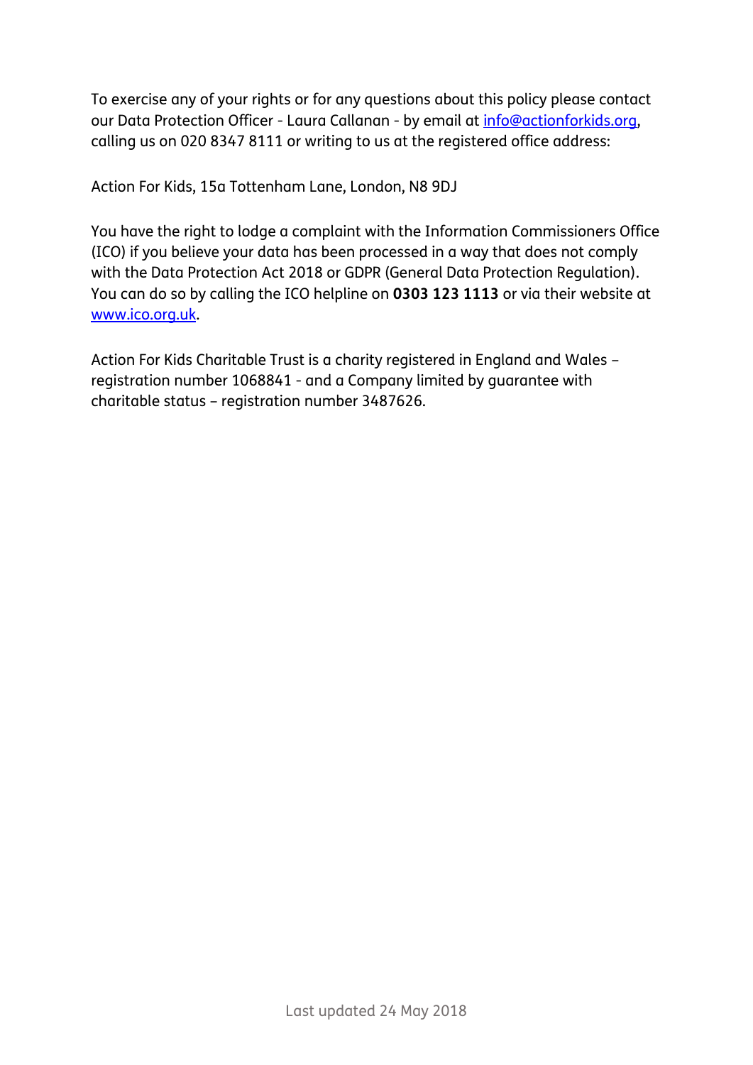To exercise any of your rights or for any questions about this policy please contact our Data Protection Officer - Laura Callanan - by email at info@actionforkids.org, calling us on 020 8347 8111 or writing to us at the registered office address:

Action For Kids, 15a Tottenham Lane, London, N8 9DJ

You have the right to lodge a complaint with the Information Commissioners Office (ICO) if you believe your data has been processed in a way that does not comply with the Data Protection Act 2018 or GDPR (General Data Protection Regulation). You can do so by calling the ICO helpline on **0303 123 1113** or via their website at www.ico.org.uk.

Action For Kids Charitable Trust is a charity registered in England and Wales – registration number 1068841 - and a Company limited by guarantee with charitable status – registration number 3487626.

Last updated 24 May 2018